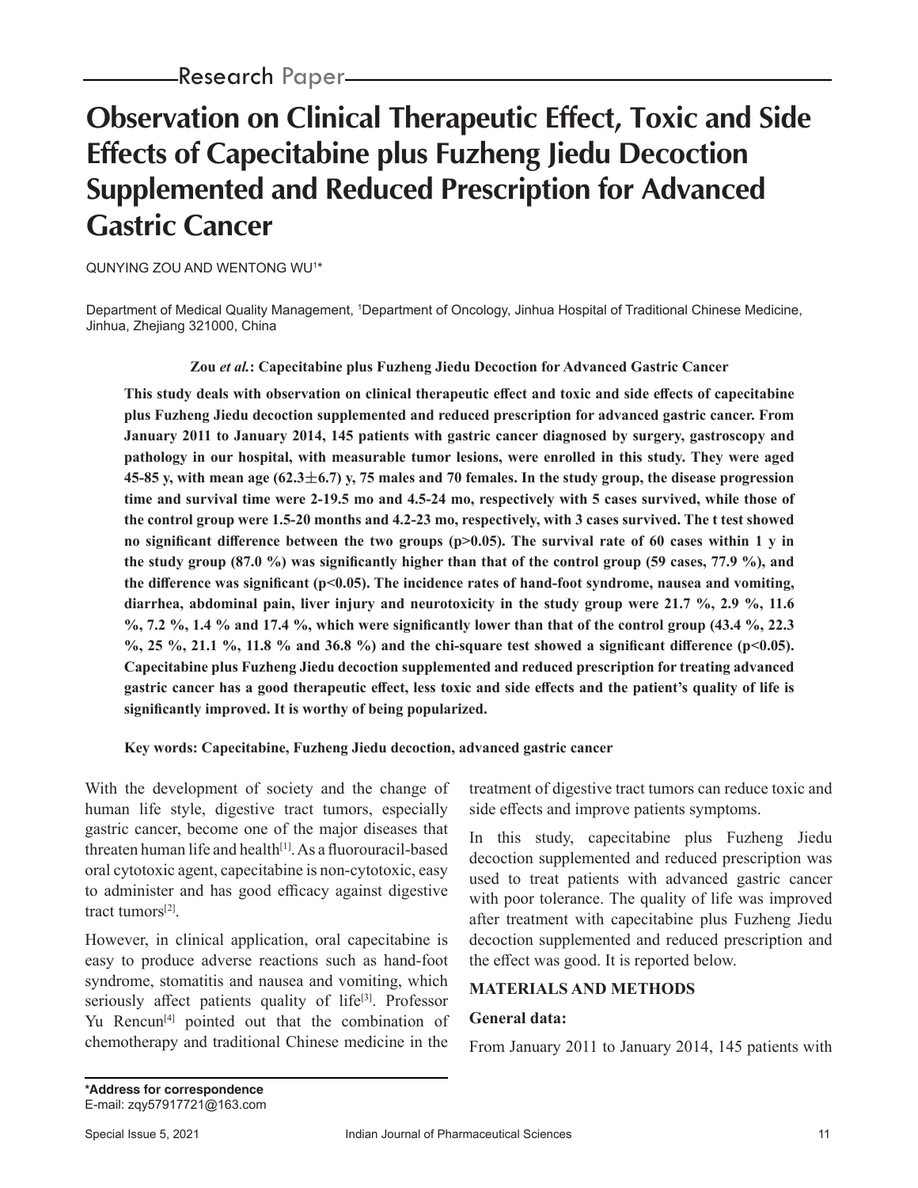Research Paper

# Observation on Clinical Therapeutic Effect, Toxic and Side Effects of Capecitabine plus Fuzheng Jiedu Decoction Supplemented and Reduced Prescription for Advanced Gastric Cancer

QUNYING ZOU AND WENTONG WU[1]*

Department of Medical Quality Management, [1]Department of Oncology, Jinhua Hospital of Traditional Chinese Medicine, Jinhua, Zhejiang 321000, China

**Zou *et al.*: Capecitabine plus Fuzheng Jiedu Decoction for Advanced Gastric Cancer**

**This study deals with observation on clinical therapeutic effect and toxic and side effects of capecitabine plus Fuzheng Jiedu decoction supplemented and reduced prescription for advanced gastric cancer. From January 2011 to January 2014, 145 patients with gastric cancer diagnosed by surgery, gastroscopy and pathology in our hospital, with measurable tumor lesions, were enrolled in this study. They were aged 45-85 y, with mean age (62.3±6.7) y, 75 males and 70 females. In the study group, the disease progression time and survival time were 2-19.5 mo and 4.5-24 mo, respectively with 5 cases survived, while those of the control group were 1.5-20 months and 4.2-23 mo, respectively, with 3 cases survived. The t test showed no significant difference between the two groups ($p>0.05$). The survival rate of 60 cases within 1 y in the study group (87.0 %) was significantly higher than that of the control group (59 cases, 77.9 %), and the difference was significant ($p<0.05$). The incidence rates of hand-foot syndrome, nausea and vomiting, diarrhea, abdominal pain, liver injury and neurotoxicity in the study group were 21.7 %, 2.9 %, 11.6 %, 7.2 %, 1.4 % and 17.4 %, which were significantly lower than that of the control group (43.4 %, 22.3 %, 25 %, 21.1 %, 11.8 % and 36.8 %) and the chi-square test showed a significant difference ($p<0.05$). Capecitabine plus Fuzheng Jiedu decoction supplemented and reduced prescription for treating advanced gastric cancer has a good therapeutic effect, less toxic and side effects and the patient's quality of life is significantly improved. It is worthy of being popularized.**

**Key words: Capecitabine, Fuzheng Jiedu decoction, advanced gastric cancer**

With the development of society and the change of human life style, digestive tract tumors, especially gastric cancer, become one of the major diseases that threaten human life and health[1]. As a fluorouracil-based oral cytotoxic agent, capecitabine is non-cytotoxic, easy to administer and has good efficacy against digestive tract tumors[2].

However, in clinical application, oral capecitabine is easy to produce adverse reactions such as hand-foot syndrome, stomatitis and nausea and vomiting, which seriously affect patients quality of life[3]. Professor Yu Rencun[4] pointed out that the combination of chemotherapy and traditional Chinese medicine in the treatment of digestive tract tumors can reduce toxic and side effects and improve patients symptoms.

In this study, capecitabine plus Fuzheng Jiedu decoction supplemented and reduced prescription was used to treat patients with advanced gastric cancer with poor tolerance. The quality of life was improved after treatment with capecitabine plus Fuzheng Jiedu decoction supplemented and reduced prescription and the effect was good. It is reported below.

## MATERIALS AND METHODS

### General data:

From January 2011 to January 2014, 145 patients with

**\*Address for correspondence**
E-mail: zqy57917721@163.com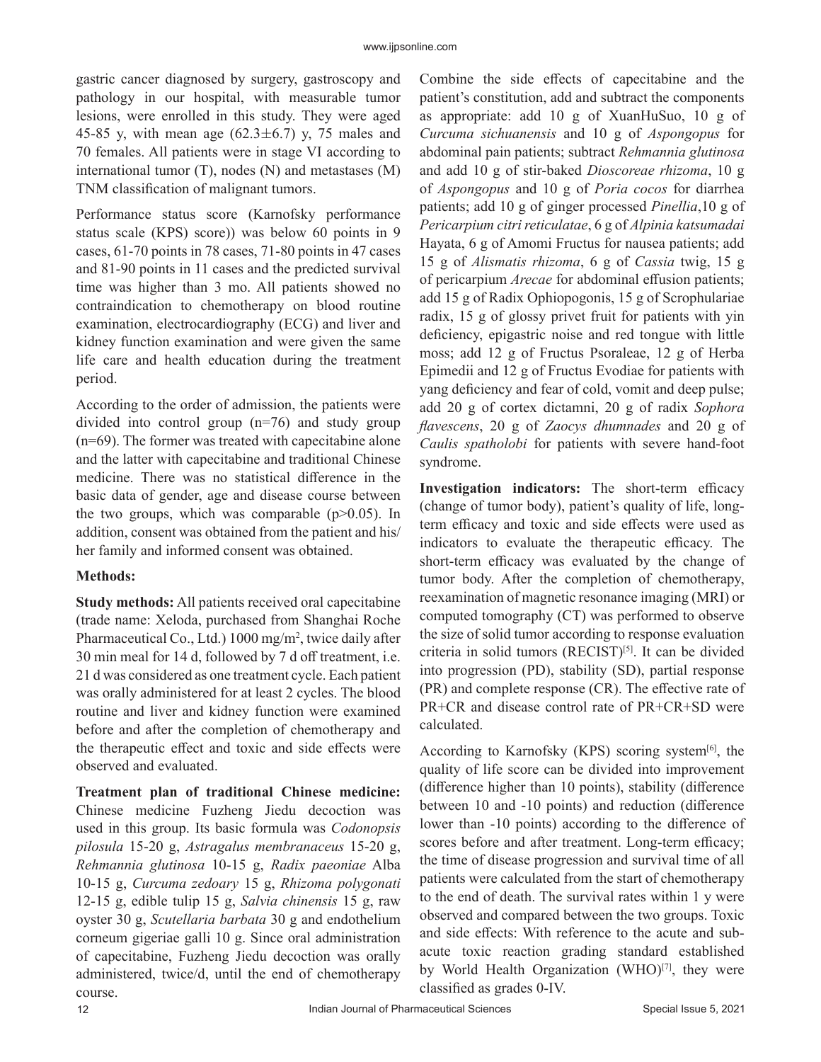gastric cancer diagnosed by surgery, gastroscopy and pathology in our hospital, with measurable tumor lesions, were enrolled in this study. They were aged 45-85 y, with mean age (62.3±6.7) y, 75 males and 70 females. All patients were in stage VI according to international tumor (T), nodes (N) and metastases (M) TNM classification of malignant tumors.

Performance status score (Karnofsky performance status scale (KPS) score)) was below 60 points in 9 cases, 61-70 points in 78 cases, 71-80 points in 47 cases and 81-90 points in 11 cases and the predicted survival time was higher than 3 mo. All patients showed no contraindication to chemotherapy on blood routine examination, electrocardiography (ECG) and liver and kidney function examination and were given the same life care and health education during the treatment period.

According to the order of admission, the patients were divided into control group (n=76) and study group (n=69). The former was treated with capecitabine alone and the latter with capecitabine and traditional Chinese medicine. There was no statistical difference in the basic data of gender, age and disease course between the two groups, which was comparable (p>0.05). In addition, consent was obtained from the patient and his/her family and informed consent was obtained.

**Methods:**

**Study methods:** All patients received oral capecitabine (trade name: Xeloda, purchased from Shanghai Roche Pharmaceutical Co., Ltd.) 1000 mg/m$^2$, twice daily after 30 min meal for 14 d, followed by 7 d off treatment, i.e. 21 d was considered as one treatment cycle. Each patient was orally administered for at least 2 cycles. The blood routine and liver and kidney function were examined before and after the completion of chemotherapy and the therapeutic effect and toxic and side effects were observed and evaluated.

**Treatment plan of traditional Chinese medicine:** Chinese medicine Fuzheng Jiedu decoction was used in this group. Its basic formula was *Codonopsis pilosula* 15-20 g, *Astragalus membranaceus* 15-20 g, *Rehmannia glutinosa* 10-15 g, *Radix paeoniae* Alba 10-15 g, *Curcuma zedoary* 15 g, *Rhizoma polygonati* 12-15 g, edible tulip 15 g, *Salvia chinensis* 15 g, raw oyster 30 g, *Scutellaria barbata* 30 g and endothelium corneum gigeriae galli 10 g. Since oral administration of capecitabine, Fuzheng Jiedu decoction was orally administered, twice/d, until the end of chemotherapy course.

Combine the side effects of capecitabine and the patient's constitution, add and subtract the components as appropriate: add 10 g of XuanHuSuo, 10 g of *Curcuma sichuanensis* and 10 g of *Aspongopus* for abdominal pain patients; subtract *Rehmannia glutinosa* and add 10 g of stir-baked *Dioscoreae rhizoma*, 10 g of *Aspongopus* and 10 g of *Poria cocos* for diarrhea patients; add 10 g of ginger processed *Pinellia*,10 g of *Pericarpium citri reticulatae*, 6 g of *Alpinia katsumadai* Hayata, 6 g of Amomi Fructus for nausea patients; add 15 g of *Alismatis rhizoma*, 6 g of *Cassia* twig, 15 g of pericarpium *Arecae* for abdominal effusion patients; add 15 g of Radix Ophiopogonis, 15 g of Scrophulariae radix, 15 g of glossy privet fruit for patients with yin deficiency, epigastric noise and red tongue with little moss; add 12 g of Fructus Psoraleae, 12 g of Herba Epimedii and 12 g of Fructus Evodiae for patients with yang deficiency and fear of cold, vomit and deep pulse; add 20 g of cortex dictamni, 20 g of radix *Sophora flavescens*, 20 g of *Zaocys dhumnades* and 20 g of *Caulis spatholobi* for patients with severe hand-foot syndrome.

**Investigation indicators:** The short-term efficacy (change of tumor body), patient's quality of life, long-term efficacy and toxic and side effects were used as indicators to evaluate the therapeutic efficacy. The short-term efficacy was evaluated by the change of tumor body. After the completion of chemotherapy, reexamination of magnetic resonance imaging (MRI) or computed tomography (CT) was performed to observe the size of solid tumor according to response evaluation criteria in solid tumors (RECIST)[5]. It can be divided into progression (PD), stability (SD), partial response (PR) and complete response (CR). The effective rate of PR+CR and disease control rate of PR+CR+SD were calculated.

According to Karnofsky (KPS) scoring system[6], the quality of life score can be divided into improvement (difference higher than 10 points), stability (difference between 10 and -10 points) and reduction (difference lower than -10 points) according to the difference of scores before and after treatment. Long-term efficacy; the time of disease progression and survival time of all patients were calculated from the start of chemotherapy to the end of death. The survival rates within 1 y were observed and compared between the two groups. Toxic and side effects: With reference to the acute and sub-acute toxic reaction grading standard established by World Health Organization (WHO)[7], they were classified as grades 0-IV.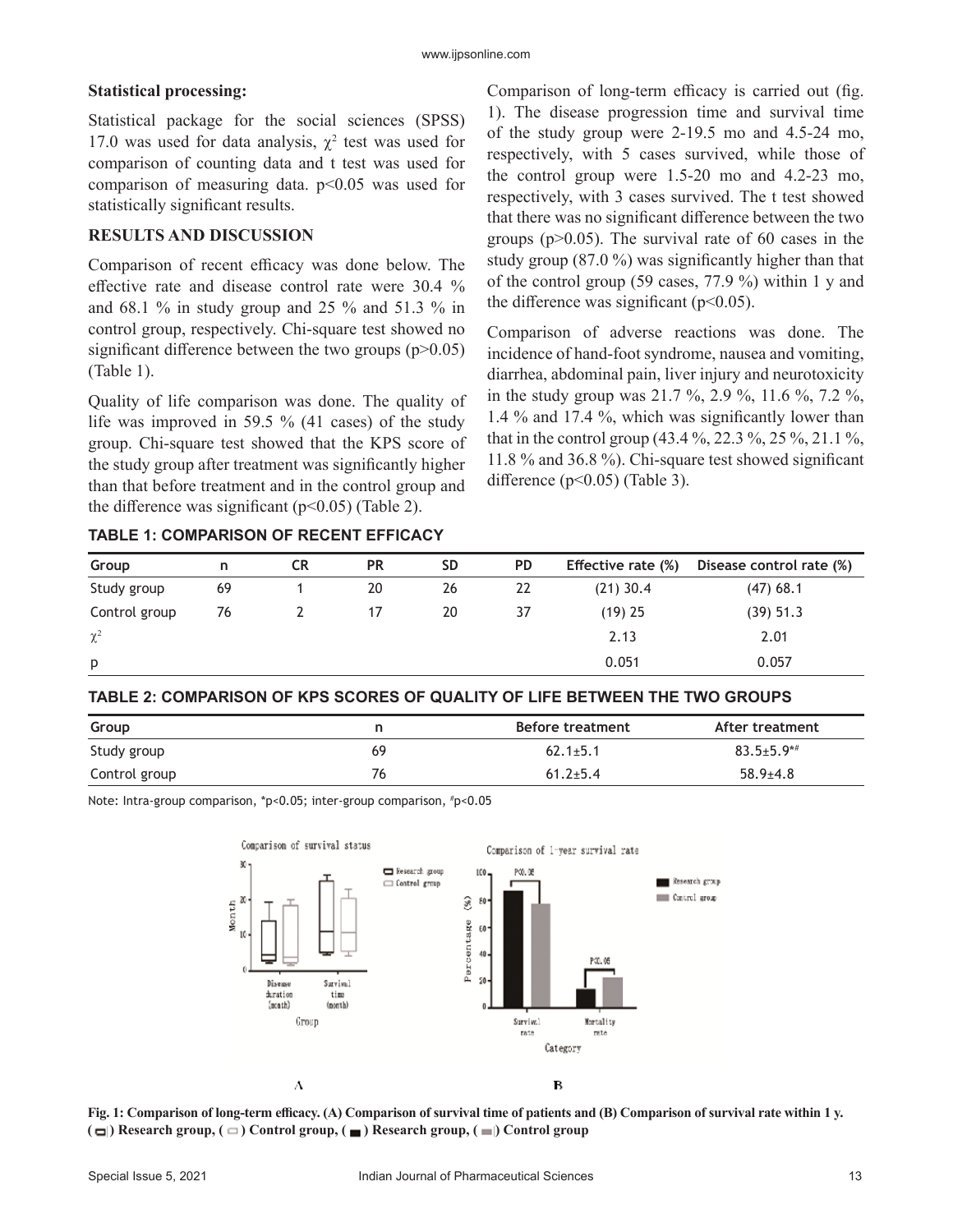**Statistical processing:**

Statistical package for the social sciences (SPSS) 17.0 was used for data analysis, $\chi^2$ test was used for comparison of counting data and t test was used for comparison of measuring data. $p<0.05$ was used for statistically significant results.

**RESULTS AND DISCUSSION**

Comparison of recent efficacy was done below. The effective rate and disease control rate were 30.4 % and 68.1 % in study group and 25 % and 51.3 % in control group, respectively. Chi-square test showed no significant difference between the two groups ($p>0.05$) (Table 1).

Quality of life comparison was done. The quality of life was improved in 59.5 % (41 cases) of the study group. Chi-square test showed that the KPS score of the study group after treatment was significantly higher than that before treatment and in the control group and the difference was significant ($p<0.05$) (Table 2).

Comparison of long-term efficacy is carried out (fig. 1). The disease progression time and survival time of the study group were 2-19.5 mo and 4.5-24 mo, respectively, with 5 cases survived, while those of the control group were 1.5-20 mo and 4.2-23 mo, respectively, with 3 cases survived. The t test showed that there was no significant difference between the two groups ($p>0.05$). The survival rate of 60 cases in the study group (87.0 %) was significantly higher than that of the control group (59 cases, 77.9 %) within 1 y and the difference was significant ($p<0.05$).

Comparison of adverse reactions was done. The incidence of hand-foot syndrome, nausea and vomiting, diarrhea, abdominal pain, liver injury and neurotoxicity in the study group was 21.7 %, 2.9 %, 11.6 %, 7.2 %, 1.4 % and 17.4 %, which was significantly lower than that in the control group (43.4 %, 22.3 %, 25 %, 21.1 %, 11.8 % and 36.8 %). Chi-square test showed significant difference ($p<0.05$) (Table 3).

**TABLE 1: COMPARISON OF RECENT EFFICACY**

| Group | n | CR | PR | SD | PD | Effective rate (%) | Disease control rate (%) |
|---|---|---|---|---|---|---|---|
| Study group | 69 | 1 | 20 | 26 | 22 | (21) 30.4 | (47) 68.1 |
| Control group | 76 | 2 | 17 | 20 | 37 | (19) 25 | (39) 51.3 |
| $\chi^2$ | | | | | | 2.13 | 2.01 |
| p | | | | | | 0.051 | 0.057 |

**TABLE 2: COMPARISON OF KPS SCORES OF QUALITY OF LIFE BETWEEN THE TWO GROUPS**

| Group | n | Before treatment | After treatment |
|---|---|---|---|
| Study group | 69 | 62.1±5.1 | 83.5±5.9*# |
| Control group | 76 | 61.2±5.4 | 58.9±4.8 |

Note: Intra-group comparison, *$p<0.05$; inter-group comparison, #$p<0.05$

**Fig. 1: Comparison of long-term efficacy. (A) Comparison of survival time of patients and (B) Comparison of survival rate within 1 y. ( ) Research group, ( ) Control group, ( ) Research group, ( ) Control group**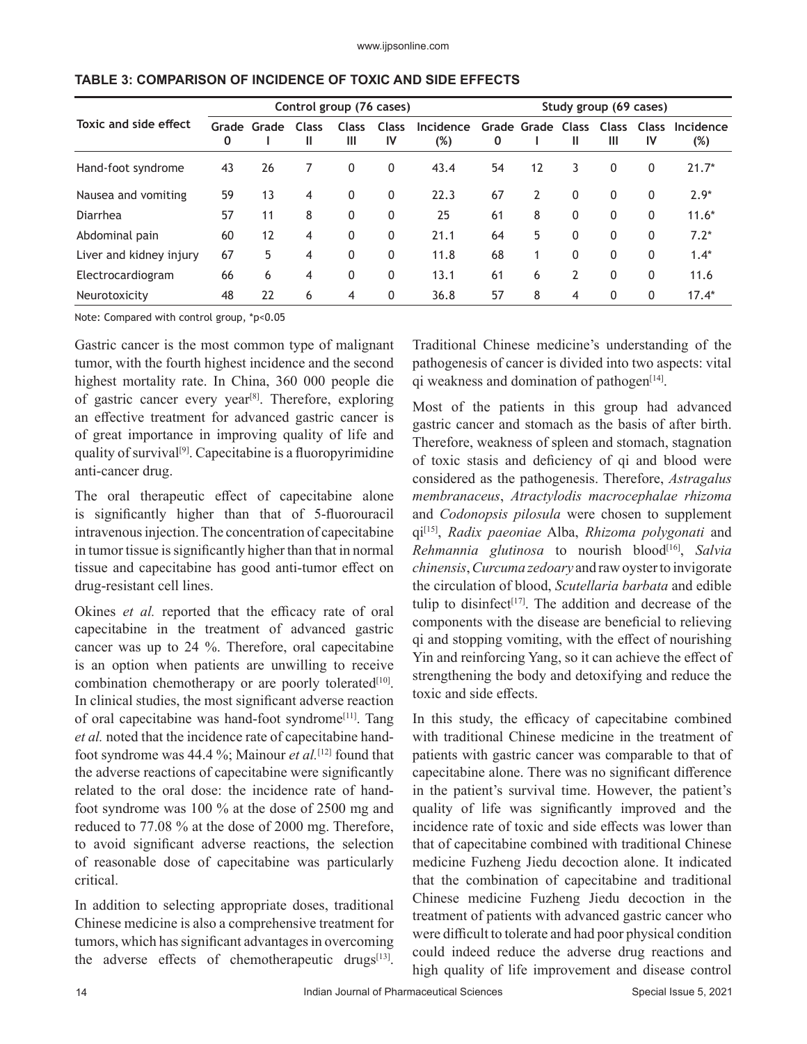**TABLE 3: COMPARISON OF INCIDENCE OF TOXIC AND SIDE EFFECTS**

| Toxic and side effect | Control group (76 cases) | | | | | | Study group (69 cases) | | | | | |
|---|---|---|---|---|---|---|---|---|---|---|---|---|
| | Grade 0 | Grade I | Class II | Class III | Class IV | Incidence (%) | Grade 0 | Grade I | Class II | Class III | Class IV | Incidence (%) |
| Hand-foot syndrome | 43 | 26 | 7 | 0 | 0 | 43.4 | 54 | 12 | 3 | 0 | 0 | 21.7* |
| Nausea and vomiting | 59 | 13 | 4 | 0 | 0 | 22.3 | 67 | 2 | 0 | 0 | 0 | 2.9* |
| Diarrhea | 57 | 11 | 8 | 0 | 0 | 25 | 61 | 8 | 0 | 0 | 0 | 11.6* |
| Abdominal pain | 60 | 12 | 4 | 0 | 0 | 21.1 | 64 | 5 | 0 | 0 | 0 | 7.2* |
| Liver and kidney injury | 67 | 5 | 4 | 0 | 0 | 11.8 | 68 | 1 | 0 | 0 | 0 | 1.4* |
| Electrocardiogram | 66 | 6 | 4 | 0 | 0 | 13.1 | 61 | 6 | 2 | 0 | 0 | 11.6 |
| Neurotoxicity | 48 | 22 | 6 | 4 | 0 | 36.8 | 57 | 8 | 4 | 0 | 0 | 17.4* |

Note: Compared with control group, *$p<0.05$

Gastric cancer is the most common type of malignant tumor, with the fourth highest incidence and the second highest mortality rate. In China, 360 000 people die of gastric cancer every year[8]. Therefore, exploring an effective treatment for advanced gastric cancer is of great importance in improving quality of life and quality of survival[9]. Capecitabine is a fluoropyrimidine anti-cancer drug.

The oral therapeutic effect of capecitabine alone is significantly higher than that of 5-fluorouracil intravenous injection. The concentration of capecitabine in tumor tissue is significantly higher than that in normal tissue and capecitabine has good anti-tumor effect on drug-resistant cell lines.

Okines *et al.* reported that the efficacy rate of oral capecitabine in the treatment of advanced gastric cancer was up to 24 %. Therefore, oral capecitabine is an option when patients are unwilling to receive combination chemotherapy or are poorly tolerated[10]. In clinical studies, the most significant adverse reaction of oral capecitabine was hand-foot syndrome[11]. Tang *et al.* noted that the incidence rate of capecitabine hand-foot syndrome was 44.4 %; Mainour *et al.*[12] found that the adverse reactions of capecitabine were significantly related to the oral dose: the incidence rate of hand-foot syndrome was 100 % at the dose of 2500 mg and reduced to 77.08 % at the dose of 2000 mg. Therefore, to avoid significant adverse reactions, the selection of reasonable dose of capecitabine was particularly critical.

In addition to selecting appropriate doses, traditional Chinese medicine is also a comprehensive treatment for tumors, which has significant advantages in overcoming the adverse effects of chemotherapeutic drugs[13]. Traditional Chinese medicine's understanding of the pathogenesis of cancer is divided into two aspects: vital qi weakness and domination of pathogen[14].

Most of the patients in this group had advanced gastric cancer and stomach as the basis of after birth. Therefore, weakness of spleen and stomach, stagnation of toxic stasis and deficiency of qi and blood were considered as the pathogenesis. Therefore, *Astragalus membranaceus*, *Atractylodis macrocephalae rhizoma* and *Codonopsis pilosula* were chosen to supplement qi[15], *Radix paeoniae* Alba, *Rhizoma polygonati* and *Rehmannia glutinosa* to nourish blood[16], *Salvia chinensis*, *Curcuma zedoary* and raw oyster to invigorate the circulation of blood, *Scutellaria barbata* and edible tulip to disinfect[17]. The addition and decrease of the components with the disease are beneficial to relieving qi and stopping vomiting, with the effect of nourishing Yin and reinforcing Yang, so it can achieve the effect of strengthening the body and detoxifying and reduce the toxic and side effects.

In this study, the efficacy of capecitabine combined with traditional Chinese medicine in the treatment of patients with gastric cancer was comparable to that of capecitabine alone. There was no significant difference in the patient's survival time. However, the patient's quality of life was significantly improved and the incidence rate of toxic and side effects was lower than that of capecitabine combined with traditional Chinese medicine Fuzheng Jiedu decoction alone. It indicated that the combination of capecitabine and traditional Chinese medicine Fuzheng Jiedu decoction in the treatment of patients with advanced gastric cancer who were difficult to tolerate and had poor physical condition could indeed reduce the adverse drug reactions and high quality of life improvement and disease control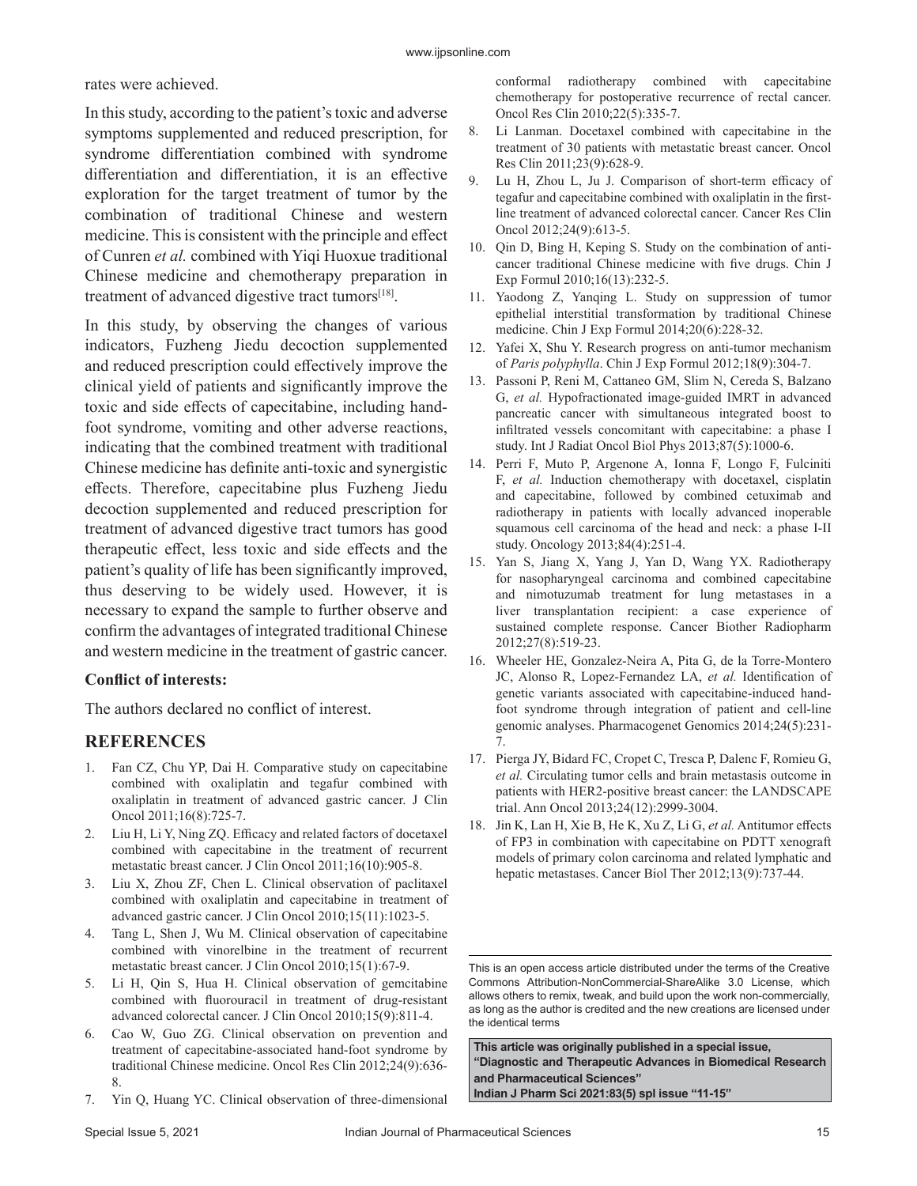rates were achieved.

In this study, according to the patient's toxic and adverse symptoms supplemented and reduced prescription, for syndrome differentiation combined with syndrome differentiation and differentiation, it is an effective exploration for the target treatment of tumor by the combination of traditional Chinese and western medicine. This is consistent with the principle and effect of Cunren *et al.* combined with Yiqi Huoxue traditional Chinese medicine and chemotherapy preparation in treatment of advanced digestive tract tumors[18].

In this study, by observing the changes of various indicators, Fuzheng Jiedu decoction supplemented and reduced prescription could effectively improve the clinical yield of patients and significantly improve the toxic and side effects of capecitabine, including hand-foot syndrome, vomiting and other adverse reactions, indicating that the combined treatment with traditional Chinese medicine has definite anti-toxic and synergistic effects. Therefore, capecitabine plus Fuzheng Jiedu decoction supplemented and reduced prescription for treatment of advanced digestive tract tumors has good therapeutic effect, less toxic and side effects and the patient's quality of life has been significantly improved, thus deserving to be widely used. However, it is necessary to expand the sample to further observe and confirm the advantages of integrated traditional Chinese and western medicine in the treatment of gastric cancer.

**Conflict of interests:**

The authors declared no conflict of interest.

## REFERENCES

1. Fan CZ, Chu YP, Dai H. Comparative study on capecitabine combined with oxaliplatin and tegafur combined with oxaliplatin in treatment of advanced gastric cancer. J Clin Oncol 2011;16(8):725-7.
2. Liu H, Li Y, Ning ZQ. Efficacy and related factors of docetaxel combined with capecitabine in the treatment of recurrent metastatic breast cancer. J Clin Oncol 2011;16(10):905-8.
3. Liu X, Zhou ZF, Chen L. Clinical observation of paclitaxel combined with oxaliplatin and capecitabine in treatment of advanced gastric cancer. J Clin Oncol 2010;15(11):1023-5.
4. Tang L, Shen J, Wu M. Clinical observation of capecitabine combined with vinorelbine in the treatment of recurrent metastatic breast cancer. J Clin Oncol 2010;15(1):67-9.
5. Li H, Qin S, Hua H. Clinical observation of gemcitabine combined with fluorouracil in treatment of drug-resistant advanced colorectal cancer. J Clin Oncol 2010;15(9):811-4.
6. Cao W, Guo ZG. Clinical observation on prevention and treatment of capecitabine-associated hand-foot syndrome by traditional Chinese medicine. Oncol Res Clin 2012;24(9):636-8.
7. Yin Q, Huang YC. Clinical observation of three-dimensional conformal radiotherapy combined with capecitabine chemotherapy for postoperative recurrence of rectal cancer. Oncol Res Clin 2010;22(5):335-7.
8. Li Lanman. Docetaxel combined with capecitabine in the treatment of 30 patients with metastatic breast cancer. Oncol Res Clin 2011;23(9):628-9.
9. Lu H, Zhou L, Ju J. Comparison of short-term efficacy of tegafur and capecitabine combined with oxaliplatin in the first-line treatment of advanced colorectal cancer. Cancer Res Clin Oncol 2012;24(9):613-5.
10. Qin D, Bing H, Keping S. Study on the combination of anti-cancer traditional Chinese medicine with five drugs. Chin J Exp Formul 2010;16(13):232-5.
11. Yaodong Z, Yanqing L. Study on suppression of tumor epithelial interstitial transformation by traditional Chinese medicine. Chin J Exp Formul 2014;20(6):228-32.
12. Yafei X, Shu Y. Research progress on anti-tumor mechanism of *Paris polyphylla*. Chin J Exp Formul 2012;18(9):304-7.
13. Passoni P, Reni M, Cattaneo GM, Slim N, Cereda S, Balzano G, *et al.* Hypofractionated image-guided IMRT in advanced pancreatic cancer with simultaneous integrated boost to infiltrated vessels concomitant with capecitabine: a phase I study. Int J Radiat Oncol Biol Phys 2013;87(5):1000-6.
14. Perri F, Muto P, Argenone A, Ionna F, Longo F, Fulciniti F, *et al.* Induction chemotherapy with docetaxel, cisplatin and capecitabine, followed by combined cetuximab and radiotherapy in patients with locally advanced inoperable squamous cell carcinoma of the head and neck: a phase I-II study. Oncology 2013;84(4):251-4.
15. Yan S, Jiang X, Yang J, Yan D, Wang YX. Radiotherapy for nasopharyngeal carcinoma and combined capecitabine and nimotuzumab treatment for lung metastases in a liver transplantation recipient: a case experience of sustained complete response. Cancer Biother Radiopharm 2012;27(8):519-23.
16. Wheeler HE, Gonzalez-Neira A, Pita G, de la Torre-Montero JC, Alonso R, Lopez-Fernandez LA, *et al.* Identification of genetic variants associated with capecitabine-induced hand-foot syndrome through integration of patient and cell-line genomic analyses. Pharmacogenet Genomics 2014;24(5):231-7.
17. Pierga JY, Bidard FC, Cropet C, Tresca P, Dalenc F, Romieu G, *et al.* Circulating tumor cells and brain metastasis outcome in patients with HER2-positive breast cancer: the LANDSCAPE trial. Ann Oncol 2013;24(12):2999-3004.
18. Jin K, Lan H, Xie B, He K, Xu Z, Li G, *et al.* Antitumor effects of FP3 in combination with capecitabine on PDTT xenograft models of primary colon carcinoma and related lymphatic and hepatic metastases. Cancer Biol Ther 2012;13(9):737-44.

This is an open access article distributed under the terms of the Creative Commons Attribution-NonCommercial-ShareAlike 3.0 License, which allows others to remix, tweak, and build upon the work non-commercially, as long as the author is credited and the new creations are licensed under the identical terms

**This article was originally published in a special issue, "Diagnostic and Therapeutic Advances in Biomedical Research and Pharmaceutical Sciences"**
**Indian J Pharm Sci 2021:83(5) spl issue "11-15"**